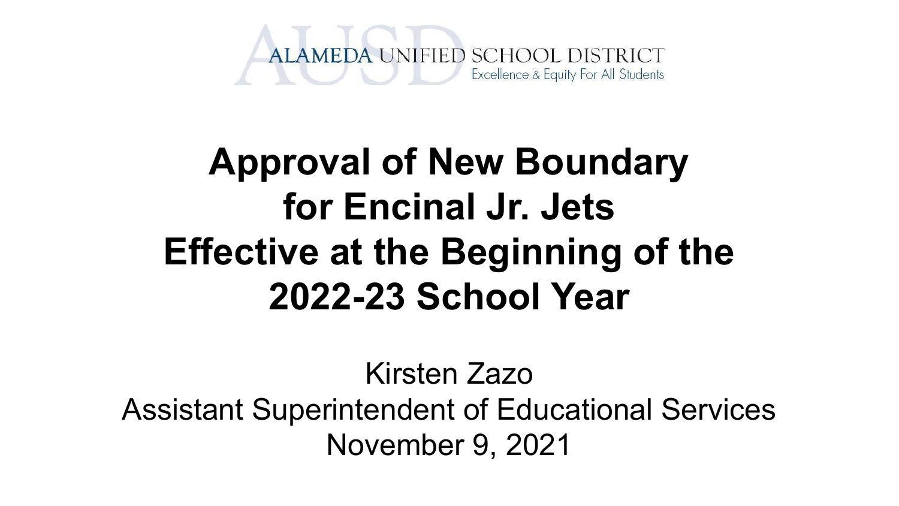ALAMEDA UNIFIED SCHOOL DISTRICT

Excellence & Equity For All Students

# Approval of New Boundary for Encinal Jr. Jets Effective at the Beginning of the 2022-23 School Year

Kirsten Zazo

Assistant Superintendent of Educational Services

November 9, 2021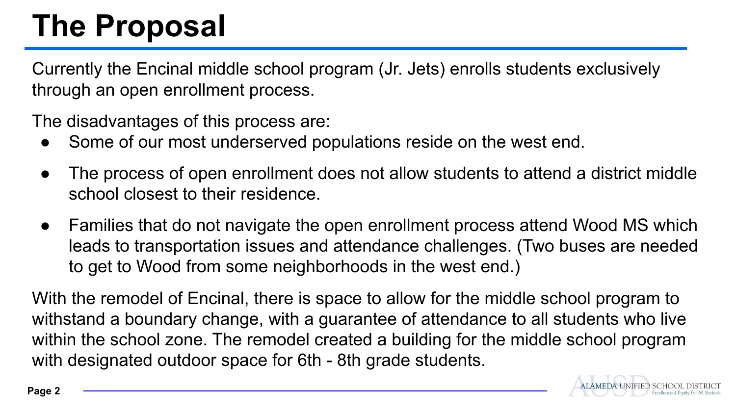# The Proposal

Currently the Encinal middle school program (Jr. Jets) enrolls students exclusively through an open enrollment process.

The disadvantages of this process are:

- Some of our most underserved populations reside on the west end.
- The process of open enrollment does not allow students to attend a district middle school closest to their residence.
- Families that do not navigate the open enrollment process attend Wood MS which leads to transportation issues and attendance challenges. (Two buses are needed to get to Wood from some neighborhoods in the west end.)

With the remodel of Encinal, there is space to allow for the middle school program to withstand a boundary change, with a guarantee of attendance to all students who live within the school zone. The remodel created a building for the middle school program with designated outdoor space for 6th - 8th grade students.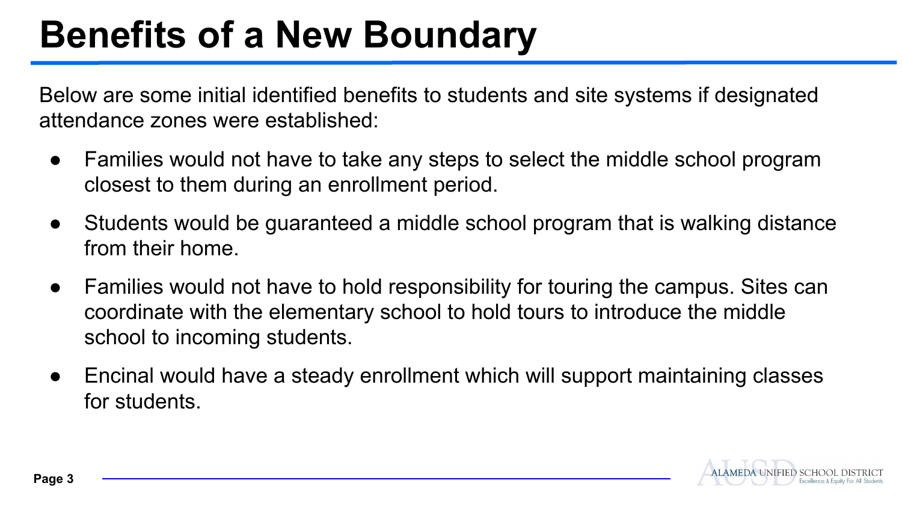# Benefits of a New Boundary

Below are some initial identified benefits to students and site systems if designated attendance zones were established:

- Families would not have to take any steps to select the middle school program closest to them during an enrollment period.
- Students would be guaranteed a middle school program that is walking distance from their home.
- Families would not have to hold responsibility for touring the campus. Sites can coordinate with the elementary school to hold tours to introduce the middle school to incoming students.
- Encinal would have a steady enrollment which will support maintaining classes for students.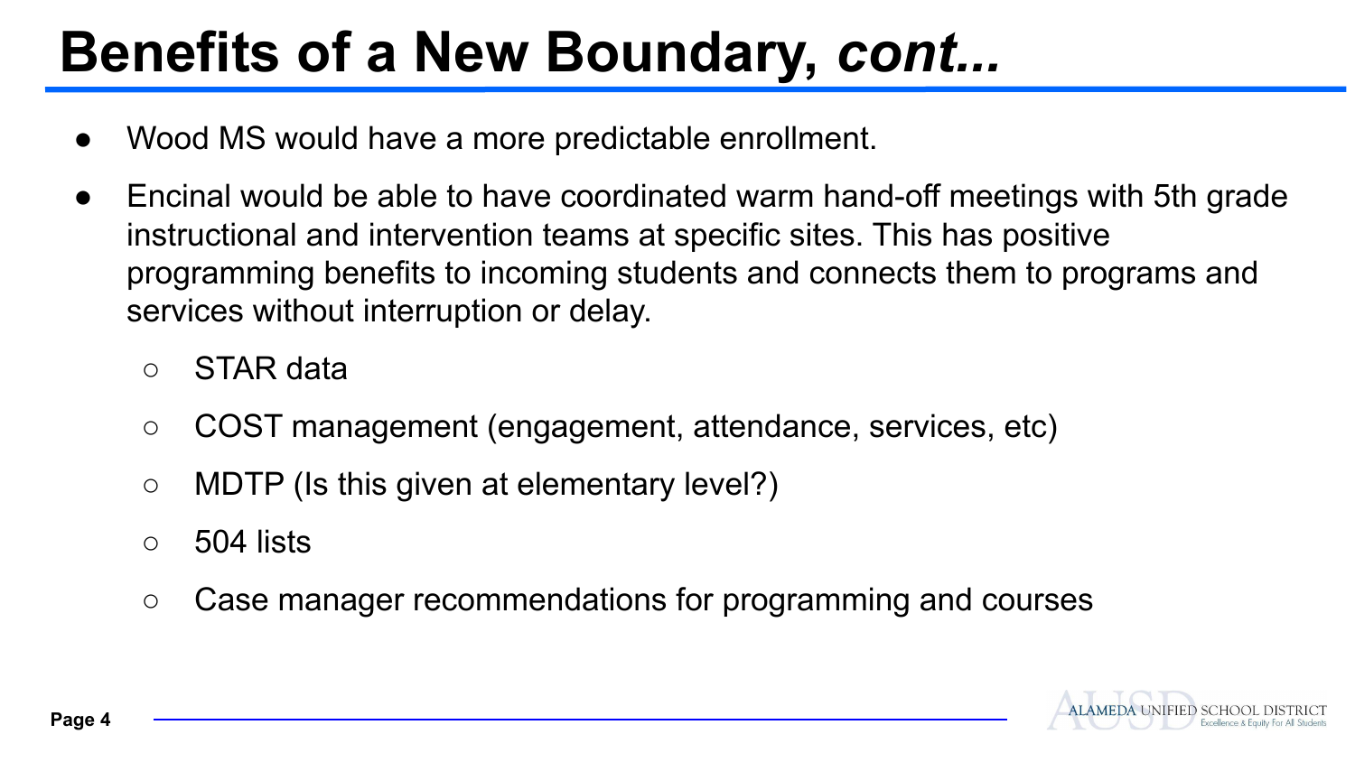# Benefits of a New Boundary, *cont...*

- Wood MS would have a more predictable enrollment.
- Encinal would be able to have coordinated warm hand-off meetings with 5th grade instructional and intervention teams at specific sites. This has positive programming benefits to incoming students and connects them to programs and services without interruption or delay.
  - STAR data
  - COST management (engagement, attendance, services, etc)
  - MDTP (Is this given at elementary level?)
  - 504 lists
  - Case manager recommendations for programming and courses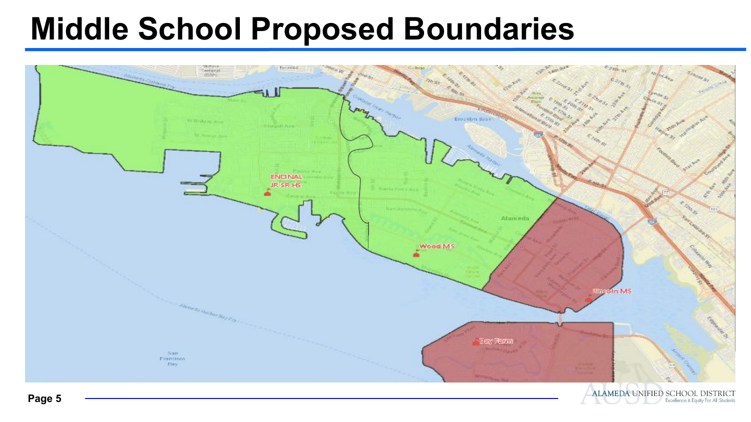# Middle School Proposed Boundaries

ENCINAL JR SR HS

Wood MS

Lincoln MS

Bay Farm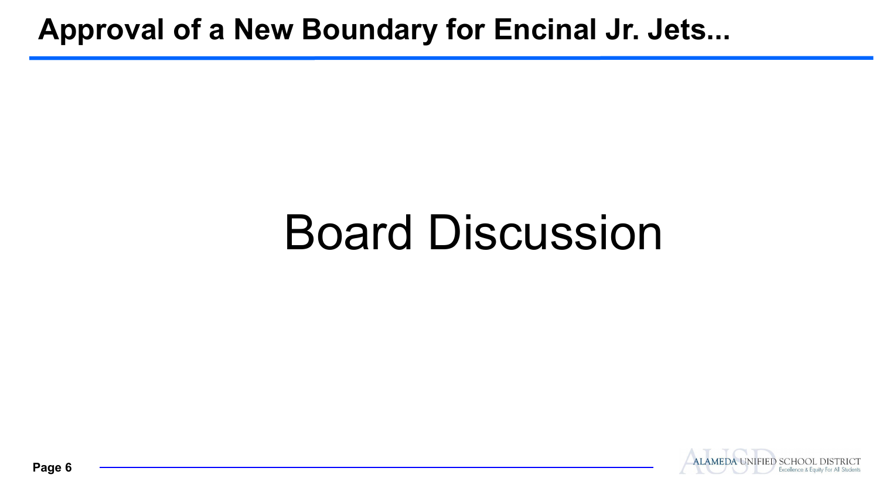# Approval of a New Boundary for Encinal Jr. Jets...

Board Discussion